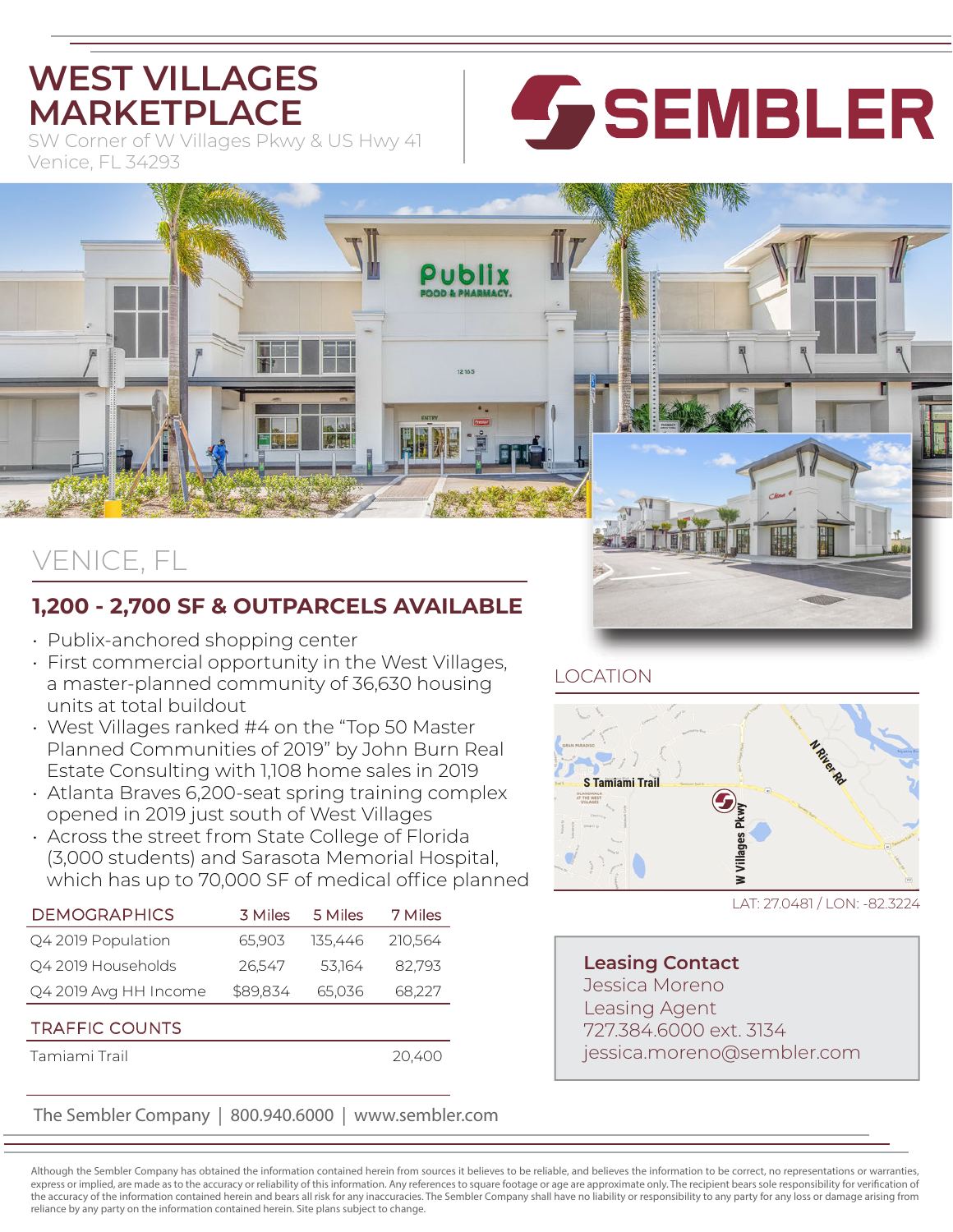# WEST VILLAGES MARKETPLACE

SW Corner of W Villages Pkwy & US Hwy 41
Venice, FL 34293

SEMBLER

## VENICE, FL

### 1,200 - 2,700 SF & OUTPARCELS AVAILABLE

- Publix-anchored shopping center
- First commercial opportunity in the West Villages, a master-planned community of 36,630 housing units at total buildout
- West Villages ranked #4 on the "Top 50 Master Planned Communities of 2019" by John Burn Real Estate Consulting with 1,108 home sales in 2019
- Atlanta Braves 6,200-seat spring training complex opened in 2019 just south of West Villages
- Across the street from State College of Florida (3,000 students) and Sarasota Memorial Hospital, which has up to 70,000 SF of medical office planned

| DEMOGRAPHICS | 3 Miles | 5 Miles | 7 Miles |
| --- | --- | --- | --- |
| Q4 2019 Population | 65,903 | 135,446 | 210,564 |
| Q4 2019 Households | 26,547 | 53,164 | 82,793 |
| Q4 2019 Avg HH Income | $89,834 | 65,036 | 68,227 |

| TRAFFIC COUNTS | |
| --- | --- |
| Tamiami Trail | 20,400 |

## LOCATION

LAT: 27.0481 / LON: -82.3224

**Leasing Contact**
Jessica Moreno
Leasing Agent
727.384.6000 ext. 3134
jessica.moreno@sembler.com

The Sembler Company | 800.940.6000 | www.sembler.com

Although the Sembler Company has obtained the information contained herein from sources it believes to be reliable, and believes the information to be correct, no representations or warranties, express or implied, are made as to the accuracy or reliability of this information. Any references to square footage or age are approximate only. The recipient bears sole responsibility for verification of the accuracy of the information contained herein and bears all risk for any inaccuracies. The Sembler Company shall have no liability or responsibility to any party for any loss or damage arising from reliance by any party on the information contained herein. Site plans subject to change.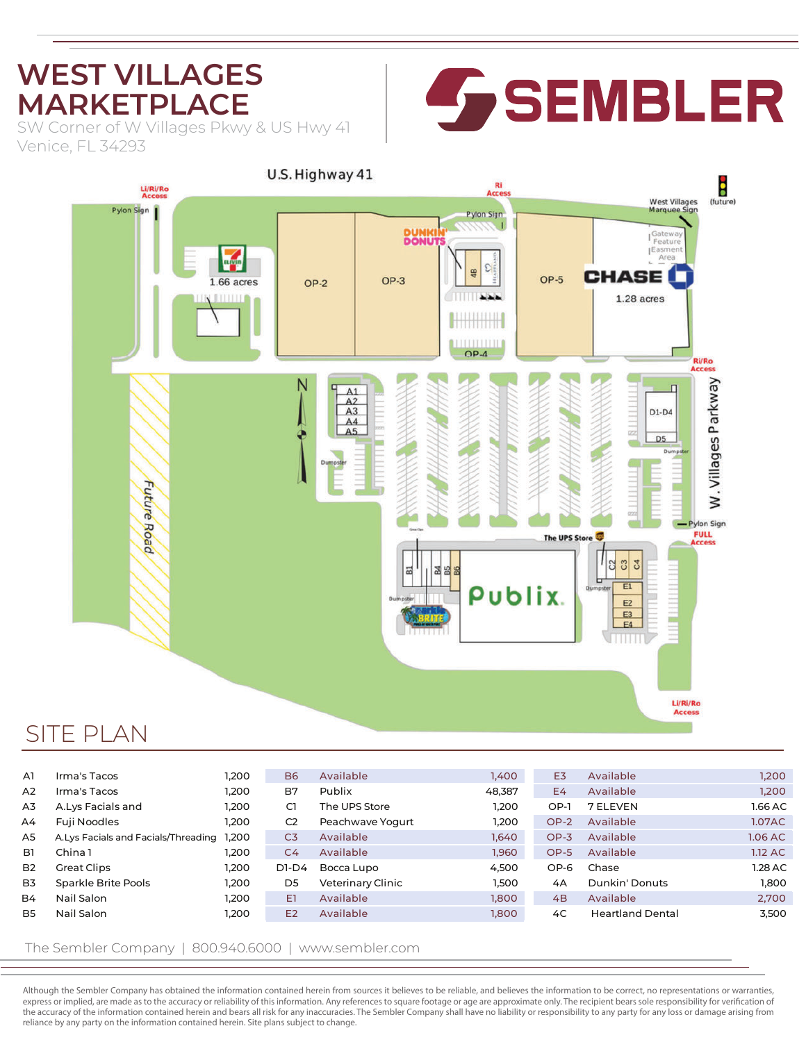# WEST VILLAGES MARKETPLACE

SW Corner of W Villages Pkwy & US Hwy 41
Venice, FL 34293

SEMBLER

U.S. Highway 41

Li/Ri/Ro Access

Pylon Sign

Ri Access

Pylon Sign

West Villages Marquee Sign

(future)

Gateway Feature Easment Area

1.66 acres

OP-2

OP-3

DUNKIN' DONUTS

4B

OP-4

OP-5

CHASE

1.28 acres

Ri/Ro Access

A1 A2 A3 A4 A5

Dumpster

D1-D4

D5

Dumpster

W. Villages Parkway

Future Road

Pylon Sign

FULL Access

The UPS Store

B1 B4 B5 B6

Dumpster

Publix

Sparkle Brite

C2 C3 C4

Dumpster

E1 E2 E3 E4

Li/Ri/Ro Access

## SITE PLAN

| | | | | | | | | |
|---|---|---|---|---|---|---|---|---|
| A1 | Irma's Tacos | 1,200 | B6 | Available | 1,400 | E3 | Available | 1,200 |
| A2 | Irma's Tacos | 1,200 | B7 | Publix | 48,387 | E4 | Available | 1,200 |
| A3 | A.Lys Facials and | 1,200 | C1 | The UPS Store | 1,200 | OP-1 | 7 ELEVEN | 1.66 AC |
| A4 | Fuji Noodles | 1,200 | C2 | Peachwave Yogurt | 1,200 | OP-2 | Available | 1.07AC |
| A5 | A.Lys Facials and Facials/Threading | 1,200 | C3 | Available | 1,640 | OP-3 | Available | 1.06 AC |
| B1 | China 1 | 1,200 | C4 | Available | 1,960 | OP-5 | Available | 1.12 AC |
| B2 | Great Clips | 1,200 | D1-D4 | Bocca Lupo | 4,500 | OP-6 | Chase | 1.28 AC |
| B3 | Sparkle Brite Pools | 1,200 | D5 | Veterinary Clinic | 1,500 | 4A | Dunkin' Donuts | 1,800 |
| B4 | Nail Salon | 1,200 | E1 | Available | 1,800 | 4B | Available | 2,700 |
| B5 | Nail Salon | 1,200 | E2 | Available | 1,800 | 4C | Heartland Dental | 3,500 |

The Sembler Company | 800.940.6000 | www.sembler.com

Although the Sembler Company has obtained the information contained herein from sources it believes to be reliable, and believes the information to be correct, no representations or warranties, express or implied, are made as to the accuracy or reliability of this information. Any references to square footage or age are approximate only. The recipient bears sole responsibility for verification of the accuracy of the information contained herein and bears all risk for any inaccuracies. The Sembler Company shall have no liability or responsibility to any party for any loss or damage arising from reliance by any party on the information contained herein. Site plans subject to change.